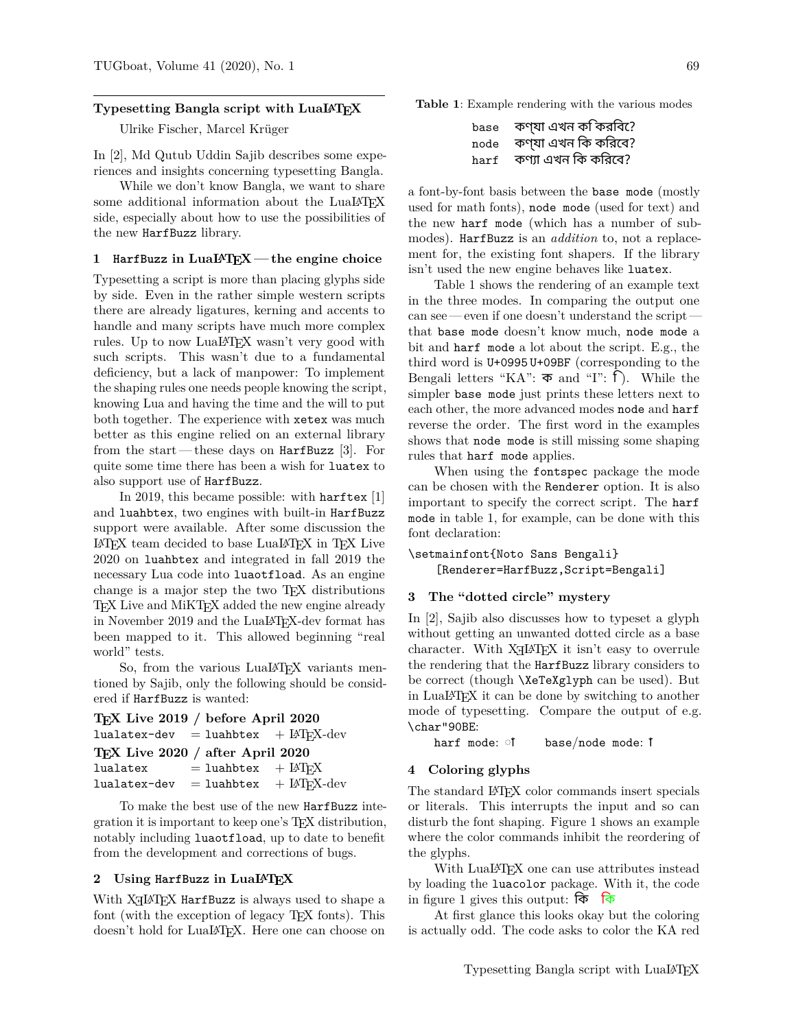## Typesetting Bangla script with LuaLaTeX

Ulrike Fischer, Marcel Krüger

In [2], Md Qutub Uddin Sajib describes some experiences and insights concerning typesetting Bangla.

While we don't know Bangla, we want to share some additional information about the LuaLaTeX side, especially about how to use the possibilities of the new `HarfBuzz` library.

### 1 `HarfBuzz` in LuaLaTeX — the engine choice

Typesetting a script is more than placing glyphs side by side. Even in the rather simple western scripts there are already ligatures, kerning and accents to handle and many scripts have much more complex rules. Up to now LuaLaTeX wasn't very good with such scripts. This wasn't due to a fundamental deficiency, but a lack of manpower: To implement the shaping rules one needs people knowing the script, knowing Lua and having the time and the will to put both together. The experience with `xetex` was much better as this engine relied on an external library from the start — these days on `HarfBuzz` [3]. For quite some time there has been a wish for `luatex` to also support use of `HarfBuzz`.

In 2019, this became possible: with `harftex` [1] and `luahbtex`, two engines with built-in `HarfBuzz` support were available. After some discussion the LaTeX team decided to base LuaLaTeX in TeX Live 2020 on `luahbtex` and integrated in fall 2019 the necessary Lua code into `luaotfload`. As an engine change is a major step the two TeX distributions TeX Live and MiKTeX added the new engine already in November 2019 and the LuaLaTeX-dev format has been mapped to it. This allowed beginning "real world" tests.

So, from the various LuaLaTeX variants mentioned by Sajib, only the following should be considered if `HarfBuzz` is wanted:

**TeX Live 2019 / before April 2020**

| | | |
|---|---|---|
| `lualatex-dev` | = `luahbtex` | + LaTeX-dev |

**TeX Live 2020 / after April 2020**

| | | |
|---|---|---|
| `lualatex` | = `luahbtex` | + LaTeX |
| `lualatex-dev` | = `luahbtex` | + LaTeX-dev |

To make the best use of the new `HarfBuzz` integration it is important to keep one's TeX distribution, notably including `luaotfload`, up to date to benefit from the development and corrections of bugs.

### 2 Using `HarfBuzz` in LuaLaTeX

With XeLaTeX `HarfBuzz` is always used to shape a font (with the exception of legacy TeX fonts). This doesn't hold for LuaLaTeX. Here one can choose on a font-by-font basis between the `base mode` (mostly used for math fonts), `node mode` (used for text) and the new `harf mode` (which has a number of submodes). `HarfBuzz` is an *addition* to, not a replacement for, the existing font shapers. If the library isn't used the new engine behaves like `luatex`.

**Table 1**: Example rendering with the various modes

| | |
|---|---|
| `base` | কণ্যা এখন ক িকরিবে? |
| `node` | কণ্যা এখন কি করিবে? |
| `harf` | কণ্যা এখন কি করিবে? |

Table 1 shows the rendering of an example text in the three modes. In comparing the output one can see — even if one doesn't understand the script — that `base mode` doesn't know much, `node mode` a bit and `harf mode` a lot about the script. E.g., the third word is `U+0995 U+09BF` (corresponding to the Bengali letters "KA": ক and "I": ি). While the simpler `base mode` just prints these letters next to each other, the more advanced modes `node` and `harf` reverse the order. The first word in the examples shows that `node mode` is still missing some shaping rules that `harf mode` applies.

When using the `fontspec` package the mode can be chosen with the `Renderer` option. It is also important to specify the correct script. The `harf mode` in table 1, for example, can be done with this font declaration:

```
\setmainfont{Noto Sans Bengali}
    [Renderer=HarfBuzz,Script=Bengali]
```

### 3 The "dotted circle" mystery

In [2], Sajib also discusses how to typeset a glyph without getting an unwanted dotted circle as a base character. With XeLaTeX it isn't easy to overrule the rendering that the `HarfBuzz` library considers to be correct (though `\XeTeXglyph` can be used). But in LuaLaTeX it can be done by switching to another mode of typesetting. Compare the output of e.g. `\char"09BE`:

`harf mode`: ◌া     `base/node mode`: া

### 4 Coloring glyphs

The standard LaTeX color commands insert specials or literals. This interrupts the input and so can disturb the font shaping. Figure 1 shows an example where the color commands inhibit the reordering of the glyphs.

With LuaLaTeX one can use attributes instead by loading the `luacolor` package. With it, the code in figure 1 gives this output: কি  কি

At first glance this looks okay but the coloring is actually odd. The code asks to color the KA red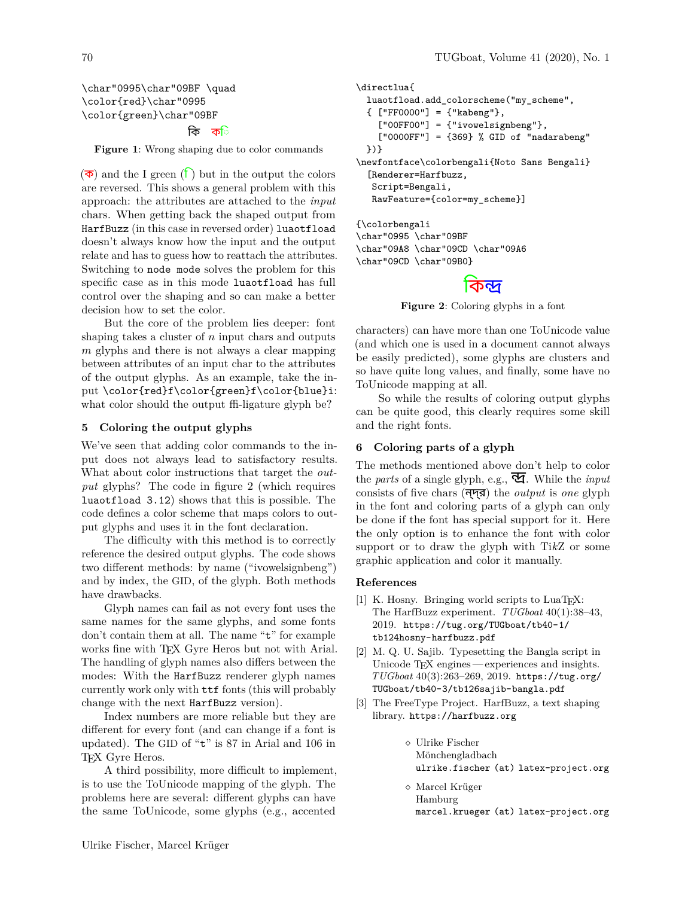```
\char"0995\char"09BF \quad
\color{red}\char"0995
\color{green}\char"09BF
```

কি কি

**Figure 1**: Wrong shaping due to color commands

(ক) and the I green (ি) but in the output the colors are reversed. This shows a general problem with this approach: the attributes are attached to the *input* chars. When getting back the shaped output from HarfBuzz (in this case in reversed order) luaotfload doesn't always know how the input and the output relate and has to guess how to reattach the attributes. Switching to `node mode` solves the problem for this specific case as in this mode luaotfload has full control over the shaping and so can make a better decision how to set the color.

But the core of the problem lies deeper: font shaping takes a cluster of $n$ input chars and outputs $m$ glyphs and there is not always a clear mapping between attributes of an input char to the attributes of the output glyphs. As an example, take the input `\color{red}f\color{green}f\color{blue}i`: what color should the output ffi-ligature glyph be?

## 5 Coloring the output glyphs

We've seen that adding color commands to the input does not always lead to satisfactory results. What about color instructions that target the *output* glyphs? The code in figure 2 (which requires luaotfload 3.12) shows that this is possible. The code defines a color scheme that maps colors to output glyphs and uses it in the font declaration.

The difficulty with this method is to correctly reference the desired output glyphs. The code shows two different methods: by name ("ivowelsignbeng") and by index, the GID, of the glyph. Both methods have drawbacks.

Glyph names can fail as not every font uses the same names for the same glyphs, and some fonts don't contain them at all. The name "t" for example works fine with TeX Gyre Heros but not with Arial. The handling of glyph names also differs between the modes: With the HarfBuzz renderer glyph names currently work only with ttf fonts (this will probably change with the next HarfBuzz version).

Index numbers are more reliable but they are different for every font (and can change if a font is updated). The GID of "t" is 87 in Arial and 106 in TeX Gyre Heros.

A third possibility, more difficult to implement, is to use the ToUnicode mapping of the glyph. The problems here are several: different glyphs can have the same ToUnicode, some glyphs (e.g., accented

```
\directlua{
  luaotfload.add_colorscheme("my_scheme",
  { ["FF0000"] = {"kabeng"},
    ["00FF00"] = {"ivowelsignbeng"},
    ["0000FF"] = {369} % GID of "nadarabeng"
  })}
\newfontface\colorbengali{Noto Sans Bengali}
  [Renderer=Harfbuzz,
   Script=Bengali,
   RawFeature={color=my_scheme}]

{\colorbengali
\char"0995 \char"09BF
\char"09A8 \char"09CD \char"09A6
\char"09CD \char"09B0}
```

কিন্দ্র

**Figure 2**: Coloring glyphs in a font

characters) can have more than one ToUnicode value (and which one is used in a document cannot always be easily predicted), some glyphs are clusters and so have quite long values, and finally, some have no ToUnicode mapping at all.

So while the results of coloring output glyphs can be quite good, this clearly requires some skill and the right fonts.

## 6 Coloring parts of a glyph

The methods mentioned above don't help to color the *parts* of a single glyph, e.g., ন্দ্র. While the *input* consists of five chars (ন্দ্র) the *output* is *one* glyph in the font and coloring parts of a glyph can only be done if the font has special support for it. Here the only option is to enhance the font with color support or to draw the glyph with TikZ or some graphic application and color it manually.

## References

[1] K. Hosny. Bringing world scripts to LuaTeX: The HarfBuzz experiment. *TUGboat* 40(1):38–43, 2019. https://tug.org/TUGboat/tb40-1/tb124hosny-harfbuzz.pdf

[2] M. Q. U. Sajib. Typesetting the Bangla script in Unicode TeX engines — experiences and insights. *TUGboat* 40(3):263–269, 2019. https://tug.org/TUGboat/tb40-3/tb126sajib-bangla.pdf

[3] The FreeType Project. HarfBuzz, a text shaping library. https://harfbuzz.org

◇ Ulrike Fischer
Mönchengladbach
ulrike.fischer (at) latex-project.org

◇ Marcel Krüger
Hamburg
marcel.krueger (at) latex-project.org